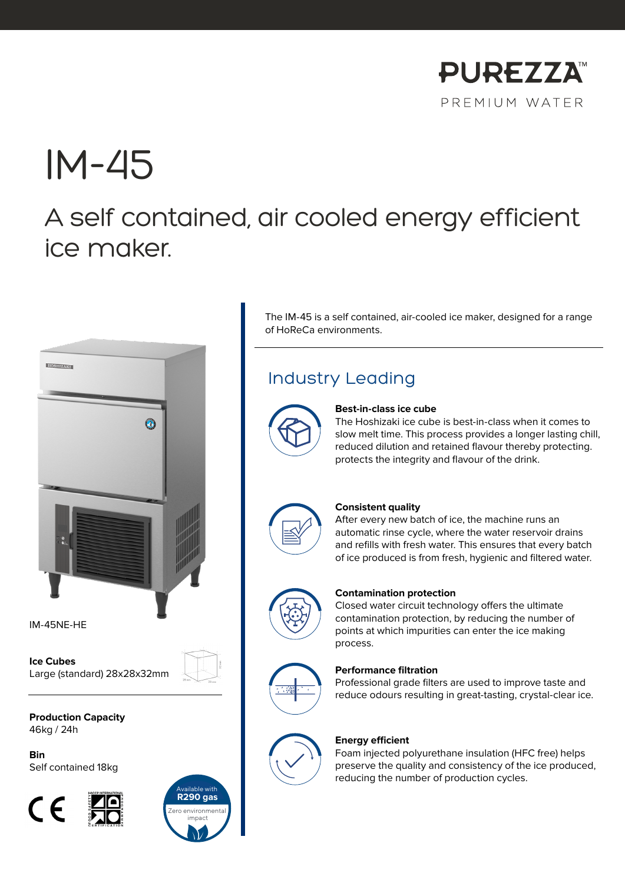PUREZZA™

PREMIUM WATER

# IM-45

## A self contained, air cooled energy efficient ice maker.

IM-45NE-HE

**Ice Cubes**
Large (standard) 28x28x32mm

**Production Capacity**
46kg / 24h

**Bin**
Self contained 18kg

Available with **R290 gas**
Zero environmental impact

The IM-45 is a self contained, air-cooled ice maker, designed for a range of HoReCa environments.

## Industry Leading

**Best-in-class ice cube**
The Hoshizaki ice cube is best-in-class when it comes to slow melt time. This process provides a longer lasting chill, reduced dilution and retained flavour thereby protecting. protects the integrity and flavour of the drink.

**Consistent quality**
After every new batch of ice, the machine runs an automatic rinse cycle, where the water reservoir drains and refills with fresh water. This ensures that every batch of ice produced is from fresh, hygienic and filtered water.

**Contamination protection**
Closed water circuit technology offers the ultimate contamination protection, by reducing the number of points at which impurities can enter the ice making process.

**Performance filtration**
Professional grade filters are used to improve taste and reduce odours resulting in great-tasting, crystal-clear ice.

**Energy efficient**
Foam injected polyurethane insulation (HFC free) helps preserve the quality and consistency of the ice produced, reducing the number of production cycles.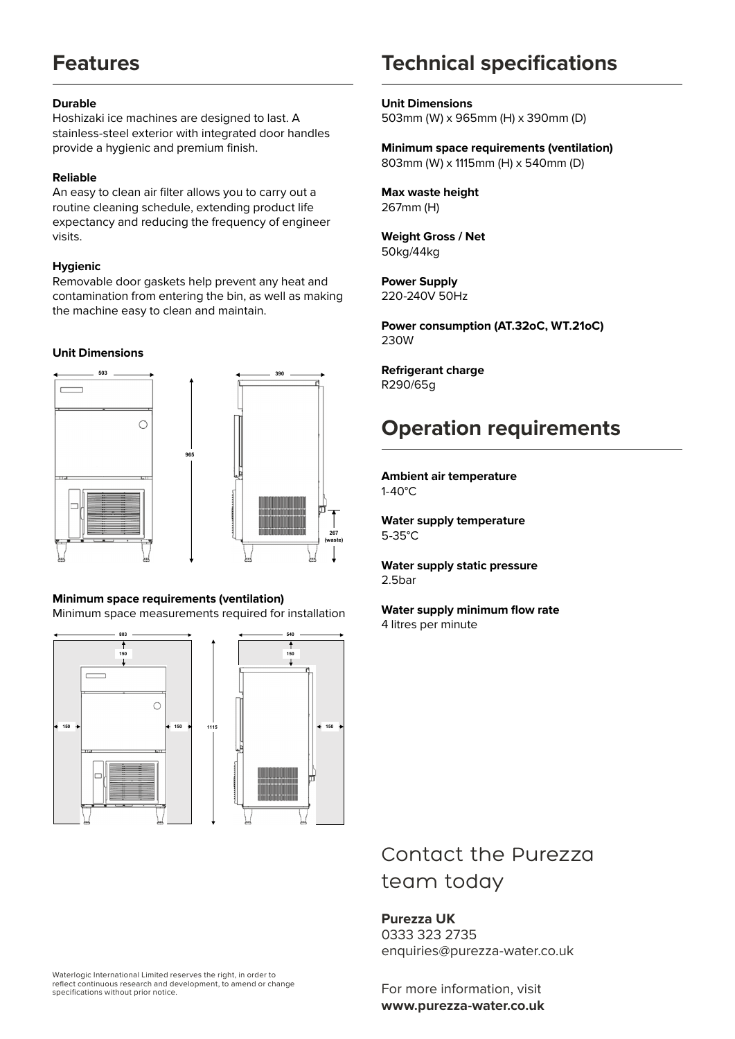## Features

**Durable**
Hoshizaki ice machines are designed to last. A stainless-steel exterior with integrated door handles provide a hygienic and premium finish.

**Reliable**
An easy to clean air filter allows you to carry out a routine cleaning schedule, extending product life expectancy and reducing the frequency of engineer visits.

**Hygienic**
Removable door gaskets help prevent any heat and contamination from entering the bin, as well as making the machine easy to clean and maintain.

**Unit Dimensions**

503
965
390
267 (waste)

**Minimum space requirements (ventilation)**
Minimum space measurements required for installation

803
150
150
150
1115
540
150
150

## Technical specifications

**Unit Dimensions**
503mm (W) x 965mm (H) x 390mm (D)

**Minimum space requirements (ventilation)**
803mm (W) x 1115mm (H) x 540mm (D)

**Max waste height**
267mm (H)

**Weight Gross / Net**
50kg/44kg

**Power Supply**
220-240V 50Hz

**Power consumption (AT.32oC, WT.21oC)**
230W

**Refrigerant charge**
R290/65g

## Operation requirements

**Ambient air temperature**
1-40°C

**Water supply temperature**
5-35°C

**Water supply static pressure**
2.5bar

**Water supply minimum flow rate**
4 litres per minute

## Contact the Purezza team today

**Purezza UK**
0333 323 2735
enquiries@purezza-water.co.uk

For more information, visit
**www.purezza-water.co.uk**

Waterlogic International Limited reserves the right, in order to reflect continuous research and development, to amend or change specifications without prior notice.